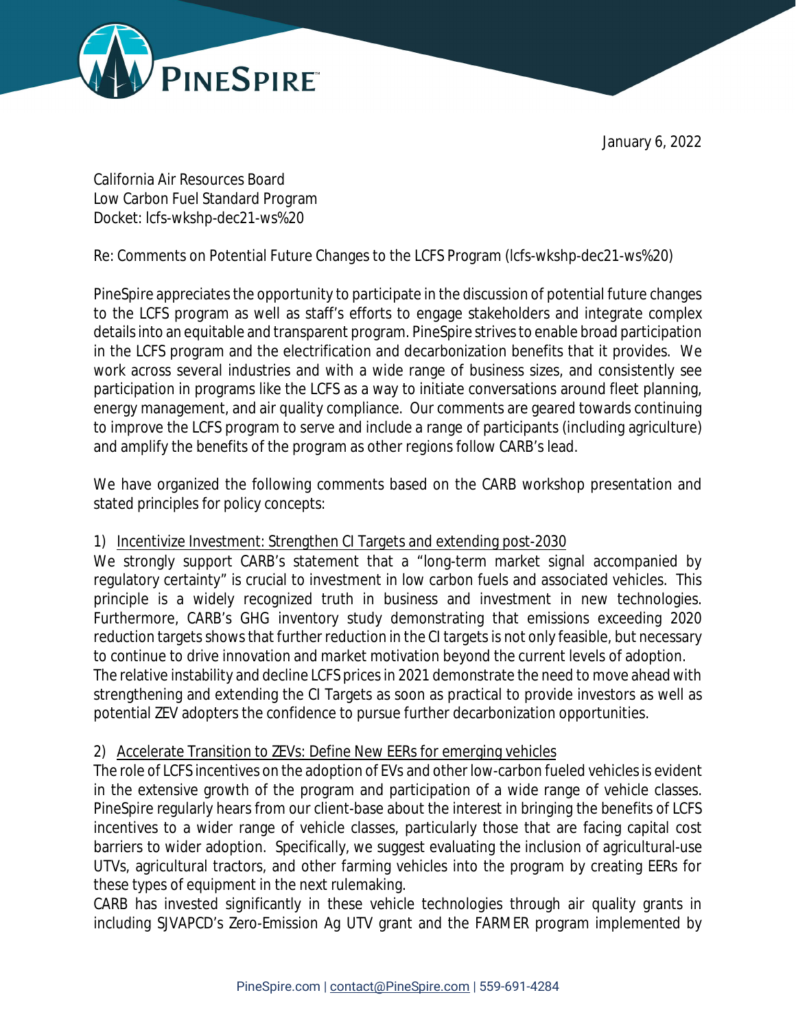January 6, 2022

California Air Resources Board
Low Carbon Fuel Standard Program
Docket: lcfs-wkshp-dec21-ws%20

Re: Comments on Potential Future Changes to the LCFS Program (lcfs-wkshp-dec21-ws%20)

PineSpire appreciates the opportunity to participate in the discussion of potential future changes to the LCFS program as well as staff's efforts to engage stakeholders and integrate complex details into an equitable and transparent program. PineSpire strives to enable broad participation in the LCFS program and the electrification and decarbonization benefits that it provides. We work across several industries and with a wide range of business sizes, and consistently see participation in programs like the LCFS as a way to initiate conversations around fleet planning, energy management, and air quality compliance. Our comments are geared towards continuing to improve the LCFS program to serve and include a range of participants (including agriculture) and amplify the benefits of the program as other regions follow CARB's lead.

We have organized the following comments based on the CARB workshop presentation and stated principles for policy concepts:

1) Incentivize Investment: Strengthen CI Targets and extending post-2030

We strongly support CARB's statement that a "long-term market signal accompanied by regulatory certainty" is crucial to investment in low carbon fuels and associated vehicles. This principle is a widely recognized truth in business and investment in new technologies. Furthermore, CARB's GHG inventory study demonstrating that emissions exceeding 2020 reduction targets shows that further reduction in the CI targets is not only feasible, but necessary to continue to drive innovation and market motivation beyond the current levels of adoption.
The relative instability and decline LCFS prices in 2021 demonstrate the need to move ahead with strengthening and extending the CI Targets as soon as practical to provide investors as well as potential ZEV adopters the confidence to pursue further decarbonization opportunities.

2) Accelerate Transition to ZEVs: Define New EERs for emerging vehicles

The role of LCFS incentives on the adoption of EVs and other low-carbon fueled vehicles is evident in the extensive growth of the program and participation of a wide range of vehicle classes. PineSpire regularly hears from our client-base about the interest in bringing the benefits of LCFS incentives to a wider range of vehicle classes, particularly those that are facing capital cost barriers to wider adoption. Specifically, we suggest evaluating the inclusion of agricultural-use UTVs, agricultural tractors, and other farming vehicles into the program by creating EERs for these types of equipment in the next rulemaking.
CARB has invested significantly in these vehicle technologies through air quality grants in including SJVAPCD's Zero-Emission Ag UTV grant and the FARMER program implemented by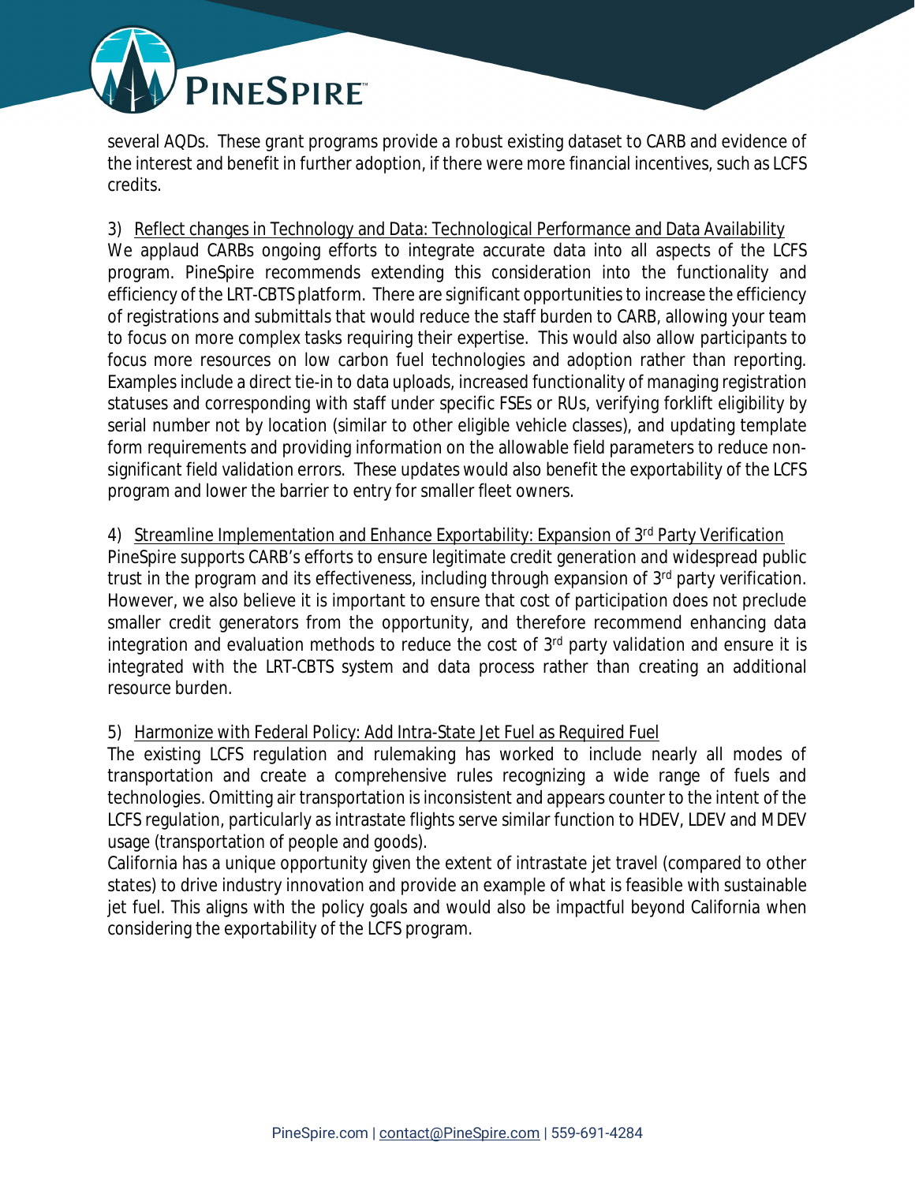several AQDs. These grant programs provide a robust existing dataset to CARB and evidence of the interest and benefit in further adoption, if there were more financial incentives, such as LCFS credits.

3) Reflect changes in Technology and Data: Technological Performance and Data Availability

We applaud CARBs ongoing efforts to integrate accurate data into all aspects of the LCFS program. PineSpire recommends extending this consideration into the functionality and efficiency of the LRT-CBTS platform. There are significant opportunities to increase the efficiency of registrations and submittals that would reduce the staff burden to CARB, allowing your team to focus on more complex tasks requiring their expertise. This would also allow participants to focus more resources on low carbon fuel technologies and adoption rather than reporting. Examples include a direct tie-in to data uploads, increased functionality of managing registration statuses and corresponding with staff under specific FSEs or RUs, verifying forklift eligibility by serial number not by location (similar to other eligible vehicle classes), and updating template form requirements and providing information on the allowable field parameters to reduce non-significant field validation errors. These updates would also benefit the exportability of the LCFS program and lower the barrier to entry for smaller fleet owners.

4) Streamline Implementation and Enhance Exportability: Expansion of 3rd Party Verification

PineSpire supports CARB's efforts to ensure legitimate credit generation and widespread public trust in the program and its effectiveness, including through expansion of 3rd party verification. However, we also believe it is important to ensure that cost of participation does not preclude smaller credit generators from the opportunity, and therefore recommend enhancing data integration and evaluation methods to reduce the cost of 3rd party validation and ensure it is integrated with the LRT-CBTS system and data process rather than creating an additional resource burden.

5) Harmonize with Federal Policy: Add Intra-State Jet Fuel as Required Fuel

The existing LCFS regulation and rulemaking has worked to include nearly all modes of transportation and create a comprehensive rules recognizing a wide range of fuels and technologies. Omitting air transportation is inconsistent and appears counter to the intent of the LCFS regulation, particularly as intrastate flights serve similar function to HDEV, LDEV and MDEV usage (transportation of people and goods).

California has a unique opportunity given the extent of intrastate jet travel (compared to other states) to drive industry innovation and provide an example of what is feasible with sustainable jet fuel. This aligns with the policy goals and would also be impactful beyond California when considering the exportability of the LCFS program.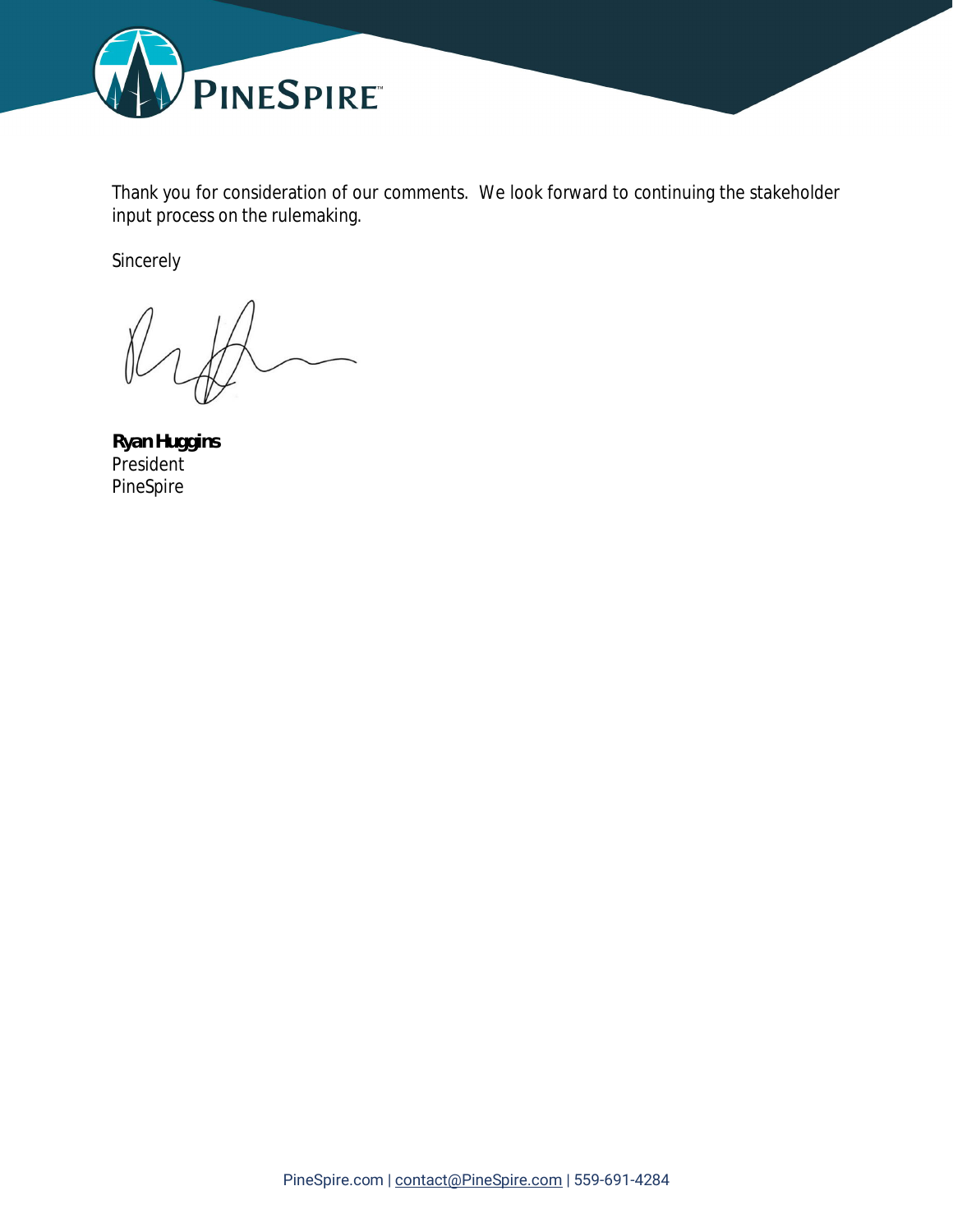Thank you for consideration of our comments. We look forward to continuing the stakeholder input process on the rulemaking.

Sincerely

**Ryan Huggins**
President
PineSpire